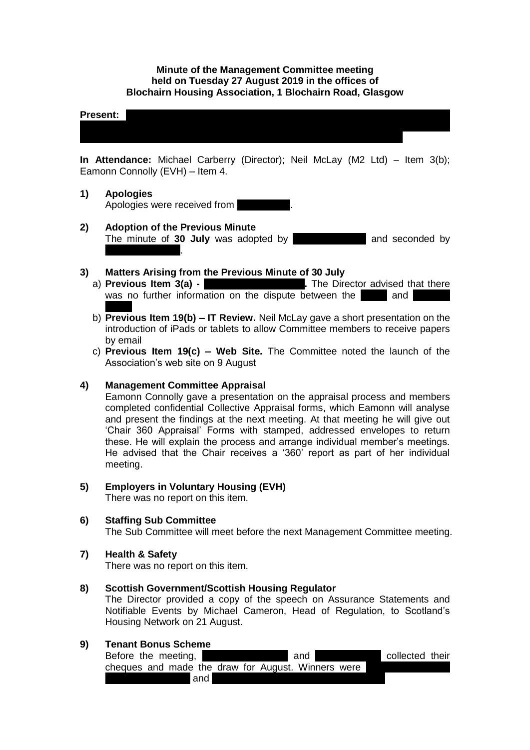**Minute of the Management Committee meeting held on Tuesday 27 August 2019 in the offices of Blochairn Housing Association, 1 Blochairn Road, Glasgow**

**Present:**

**In Attendance:** Michael Carberry (Director); Neil McLay (M2 Ltd) – Item 3(b); Eamonn Connolly (EVH) – Item 4.

**1) Apologies**

Apologies were received from .

**2) Adoption of the Previous Minute**

The minute of **30 July** was adopted by and seconded by .

**3) Matters Arising from the Previous Minute of 30 July**

a) **Previous Item 3(a) - .** The Director advised that there was no further information on the dispute between the and .

b) **Previous Item 19(b) – IT Review.** Neil McLay gave a short presentation on the introduction of iPads or tablets to allow Committee members to receive papers by email

c) **Previous Item 19(c) – Web Site.** The Committee noted the launch of the Association's web site on 9 August

**4) Management Committee Appraisal**

Eamonn Connolly gave a presentation on the appraisal process and members completed confidential Collective Appraisal forms, which Eamonn will analyse and present the findings at the next meeting. At that meeting he will give out 'Chair 360 Appraisal' Forms with stamped, addressed envelopes to return these. He will explain the process and arrange individual member's meetings. He advised that the Chair receives a '360' report as part of her individual meeting.

**5) Employers in Voluntary Housing (EVH)**

There was no report on this item.

**6) Staffing Sub Committee**

The Sub Committee will meet before the next Management Committee meeting.

**7) Health & Safety**

There was no report on this item.

**8) Scottish Government/Scottish Housing Regulator**

The Director provided a copy of the speech on Assurance Statements and Notifiable Events by Michael Cameron, Head of Regulation, to Scotland's Housing Network on 21 August.

**9) Tenant Bonus Scheme**

Before the meeting, and collected their cheques and made the draw for August. Winners were and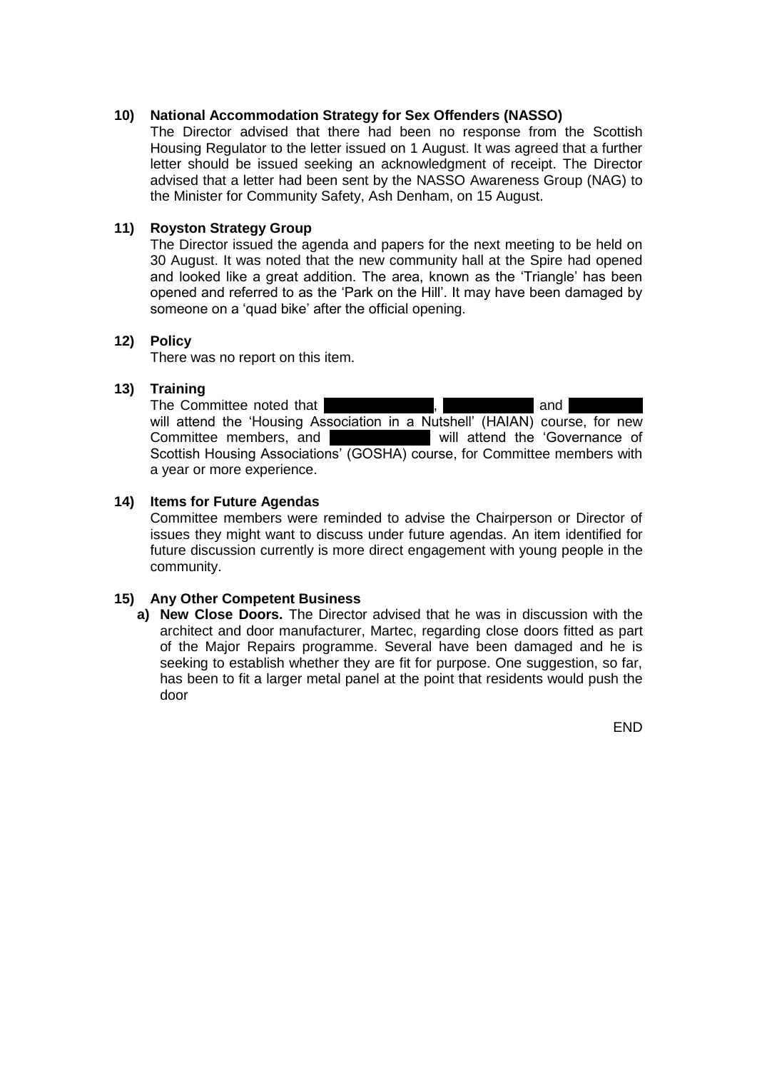**10) National Accommodation Strategy for Sex Offenders (NASSO)**

The Director advised that there had been no response from the Scottish Housing Regulator to the letter issued on 1 August. It was agreed that a further letter should be issued seeking an acknowledgment of receipt. The Director advised that a letter had been sent by the NASSO Awareness Group (NAG) to the Minister for Community Safety, Ash Denham, on 15 August.

**11) Royston Strategy Group**

The Director issued the agenda and papers for the next meeting to be held on 30 August. It was noted that the new community hall at the Spire had opened and looked like a great addition. The area, known as the 'Triangle' has been opened and referred to as the 'Park on the Hill'. It may have been damaged by someone on a 'quad bike' after the official opening.

**12) Policy**

There was no report on this item.

**13) Training**

The Committee noted that [REDACTED], [REDACTED] and [REDACTED] will attend the 'Housing Association in a Nutshell' (HAIAN) course, for new Committee members, and [REDACTED] will attend the 'Governance of Scottish Housing Associations' (GOSHA) course, for Committee members with a year or more experience.

**14) Items for Future Agendas**

Committee members were reminded to advise the Chairperson or Director of issues they might want to discuss under future agendas. An item identified for future discussion currently is more direct engagement with young people in the community.

**15) Any Other Competent Business**

**a) New Close Doors.** The Director advised that he was in discussion with the architect and door manufacturer, Martec, regarding close doors fitted as part of the Major Repairs programme. Several have been damaged and he is seeking to establish whether they are fit for purpose. One suggestion, so far, has been to fit a larger metal panel at the point that residents would push the door

END